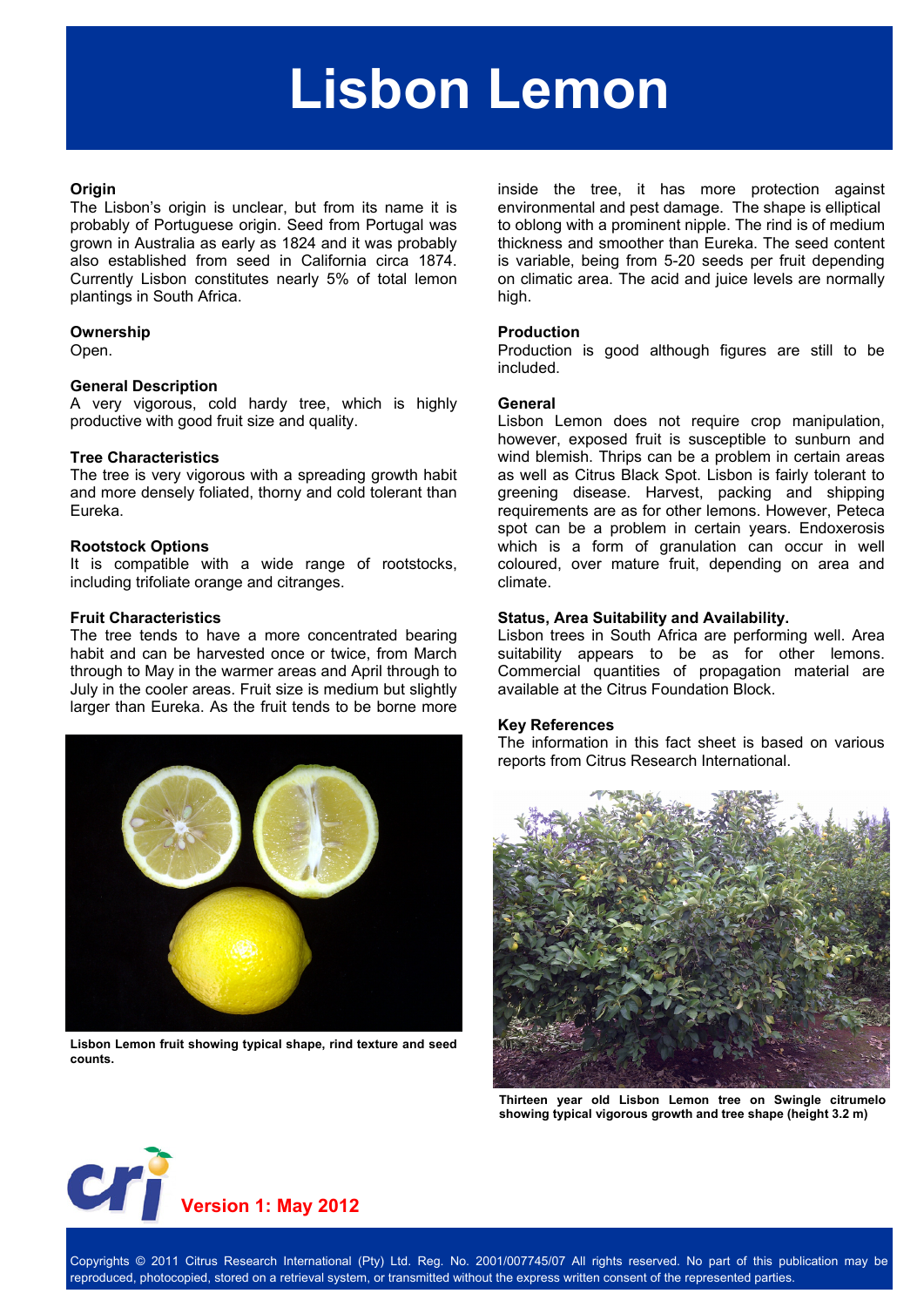# Lisbon Lemon

### Origin

The Lisbon's origin is unclear, but from its name it is probably of Portuguese origin. Seed from Portugal was grown in Australia as early as 1824 and it was probably also established from seed in California circa 1874. Currently Lisbon constitutes nearly 5% of total lemon plantings in South Africa.

### Ownership

Open.

### General Description

A very vigorous, cold hardy tree, which is highly productive with good fruit size and quality.

### Tree Characteristics

The tree is very vigorous with a spreading growth habit and more densely foliated, thorny and cold tolerant than Eureka.

### Rootstock Options

It is compatible with a wide range of rootstocks, including trifoliate orange and citranges.

### Fruit Characteristics

The tree tends to have a more concentrated bearing habit and can be harvested once or twice, from March through to May in the warmer areas and April through to July in the cooler areas. Fruit size is medium but slightly larger than Eureka. As the fruit tends to be borne more inside the tree, it has more protection against environmental and pest damage. The shape is elliptical to oblong with a prominent nipple. The rind is of medium thickness and smoother than Eureka. The seed content is variable, being from 5-20 seeds per fruit depending on climatic area. The acid and juice levels are normally high.

**Lisbon Lemon fruit showing typical shape, rind texture and seed counts.**

### Production

Production is good although figures are still to be included.

### General

Lisbon Lemon does not require crop manipulation, however, exposed fruit is susceptible to sunburn and wind blemish. Thrips can be a problem in certain areas as well as Citrus Black Spot. Lisbon is fairly tolerant to greening disease. Harvest, packing and shipping requirements are as for other lemons. However, Peteca spot can be a problem in certain years. Endoxerosis which is a form of granulation can occur in well coloured, over mature fruit, depending on area and climate.

### Status, Area Suitability and Availability.

Lisbon trees in South Africa are performing well. Area suitability appears to be as for other lemons. Commercial quantities of propagation material are available at the Citrus Foundation Block.

### Key References

The information in this fact sheet is based on various reports from Citrus Research International.

**Thirteen year old Lisbon Lemon tree on Swingle citrumelo showing typical vigorous growth and tree shape (height 3.2 m)**

Version 1: May 2012

Copyrights © 2011 Citrus Research International (Pty) Ltd. Reg. No. 2001/007745/07 All rights reserved. No part of this publication may be reproduced, photocopied, stored on a retrieval system, or transmitted without the express written consent of the represented parties.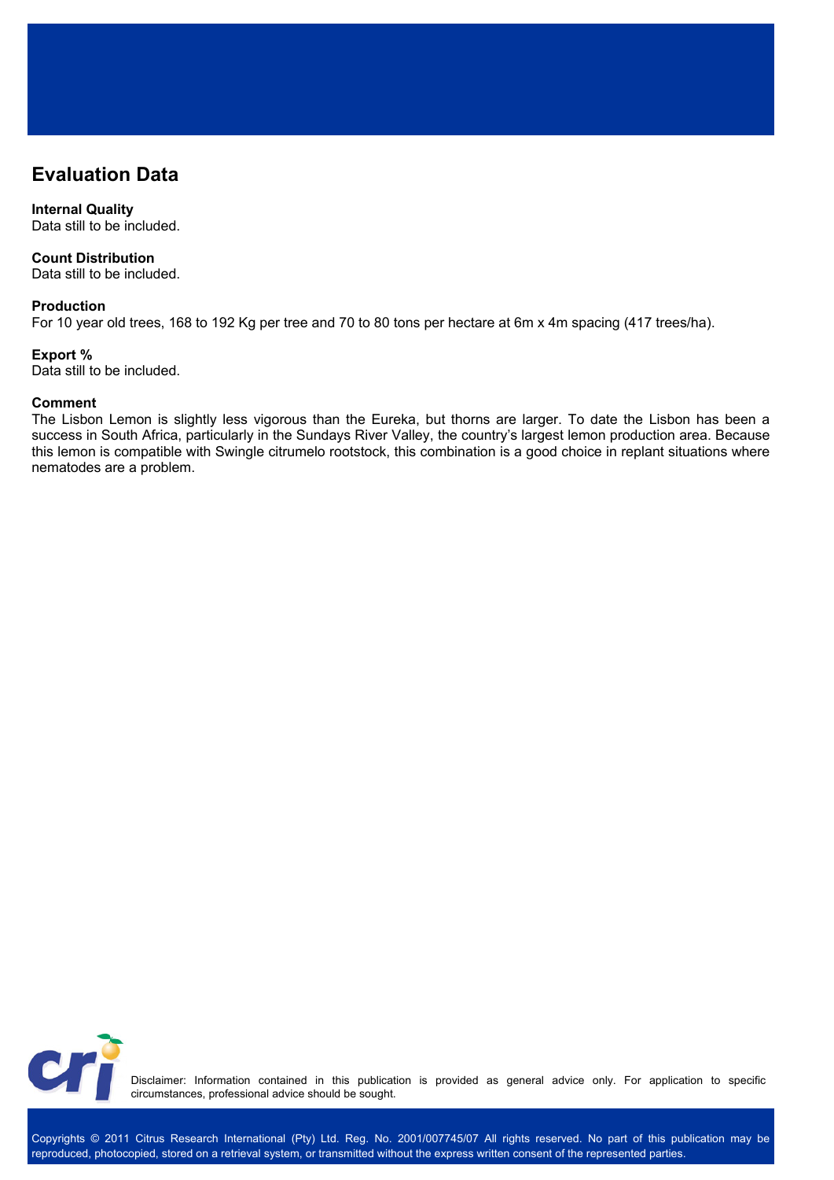## Evaluation Data

**Internal Quality**
Data still to be included.

**Count Distribution**
Data still to be included.

**Production**
For 10 year old trees, 168 to 192 Kg per tree and 70 to 80 tons per hectare at 6m x 4m spacing (417 trees/ha).

**Export %**
Data still to be included.

**Comment**
The Lisbon Lemon is slightly less vigorous than the Eureka, but thorns are larger. To date the Lisbon has been a success in South Africa, particularly in the Sundays River Valley, the country's largest lemon production area. Because this lemon is compatible with Swingle citrumelo rootstock, this combination is a good choice in replant situations where nematodes are a problem.

Disclaimer: Information contained in this publication is provided as general advice only. For application to specific circumstances, professional advice should be sought.

Copyrights © 2011 Citrus Research International (Pty) Ltd. Reg. No. 2001/007745/07 All rights reserved. No part of this publication may be reproduced, photocopied, stored on a retrieval system, or transmitted without the express written consent of the represented parties.